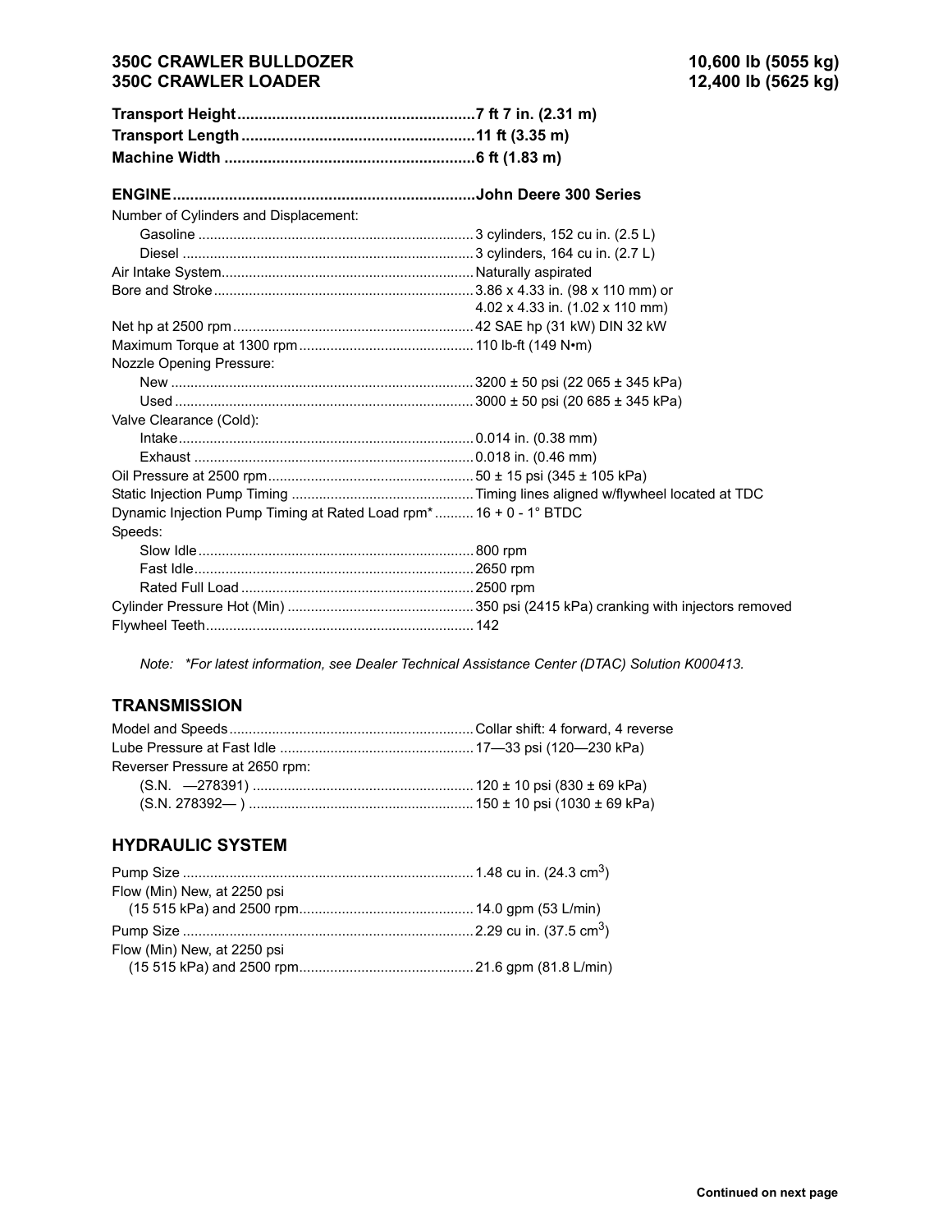**350C CRAWLER BULLDOZER** — **10,600 lb (5055 kg)**
**350C CRAWLER LOADER** — **12,400 lb (5625 kg)**

| | |
|---|---|
| **Transport Height** | **7 ft 7 in. (2.31 m)** |
| **Transport Length** | **11 ft (3.35 m)** |
| **Machine Width** | **6 ft (1.83 m)** |

| | |
|---|---|
| **ENGINE** | **John Deere 300 Series** |
| Number of Cylinders and Displacement: | |
| Gasoline | 3 cylinders, 152 cu in. (2.5 L) |
| Diesel | 3 cylinders, 164 cu in. (2.7 L) |
| Air Intake System | Naturally aspirated |
| Bore and Stroke | 3.86 x 4.33 in. (98 x 110 mm) or 4.02 x 4.33 in. (1.02 x 110 mm) |
| Net hp at 2500 rpm | 42 SAE hp (31 kW) DIN 32 kW |
| Maximum Torque at 1300 rpm | 110 lb-ft (149 N•m) |
| Nozzle Opening Pressure: | |
| New | 3200 ± 50 psi (22 065 ± 345 kPa) |
| Used | 3000 ± 50 psi (20 685 ± 345 kPa) |
| Valve Clearance (Cold): | |
| Intake | 0.014 in. (0.38 mm) |
| Exhaust | 0.018 in. (0.46 mm) |
| Oil Pressure at 2500 rpm | 50 ± 15 psi (345 ± 105 kPa) |
| Static Injection Pump Timing | Timing lines aligned w/flywheel located at TDC |
| Dynamic Injection Pump Timing at Rated Load rpm* | 16 + 0 - 1° BTDC |
| Speeds: | |
| Slow Idle | 800 rpm |
| Fast Idle | 2650 rpm |
| Rated Full Load | 2500 rpm |
| Cylinder Pressure Hot (Min) | 350 psi (2415 kPa) cranking with injectors removed |
| Flywheel Teeth | 142 |

*Note: *For latest information, see Dealer Technical Assistance Center (DTAC) Solution K000413.*

## TRANSMISSION

| | |
|---|---|
| Model and Speeds | Collar shift: 4 forward, 4 reverse |
| Lube Pressure at Fast Idle | 17—33 psi (120—230 kPa) |
| Reverser Pressure at 2650 rpm: | |
| (S.N. —278391) | 120 ± 10 psi (830 ± 69 kPa) |
| (S.N. 278392— ) | 150 ± 10 psi (1030 ± 69 kPa) |

## HYDRAULIC SYSTEM

| | |
|---|---|
| Pump Size | 1.48 cu in. (24.3 $cm^3$) |
| Flow (Min) New, at 2250 psi (15 515 kPa) and 2500 rpm | 14.0 gpm (53 L/min) |
| Pump Size | 2.29 cu in. (37.5 $cm^3$) |
| Flow (Min) New, at 2250 psi (15 515 kPa) and 2500 rpm | 21.6 gpm (81.8 L/min) |

**Continued on next page**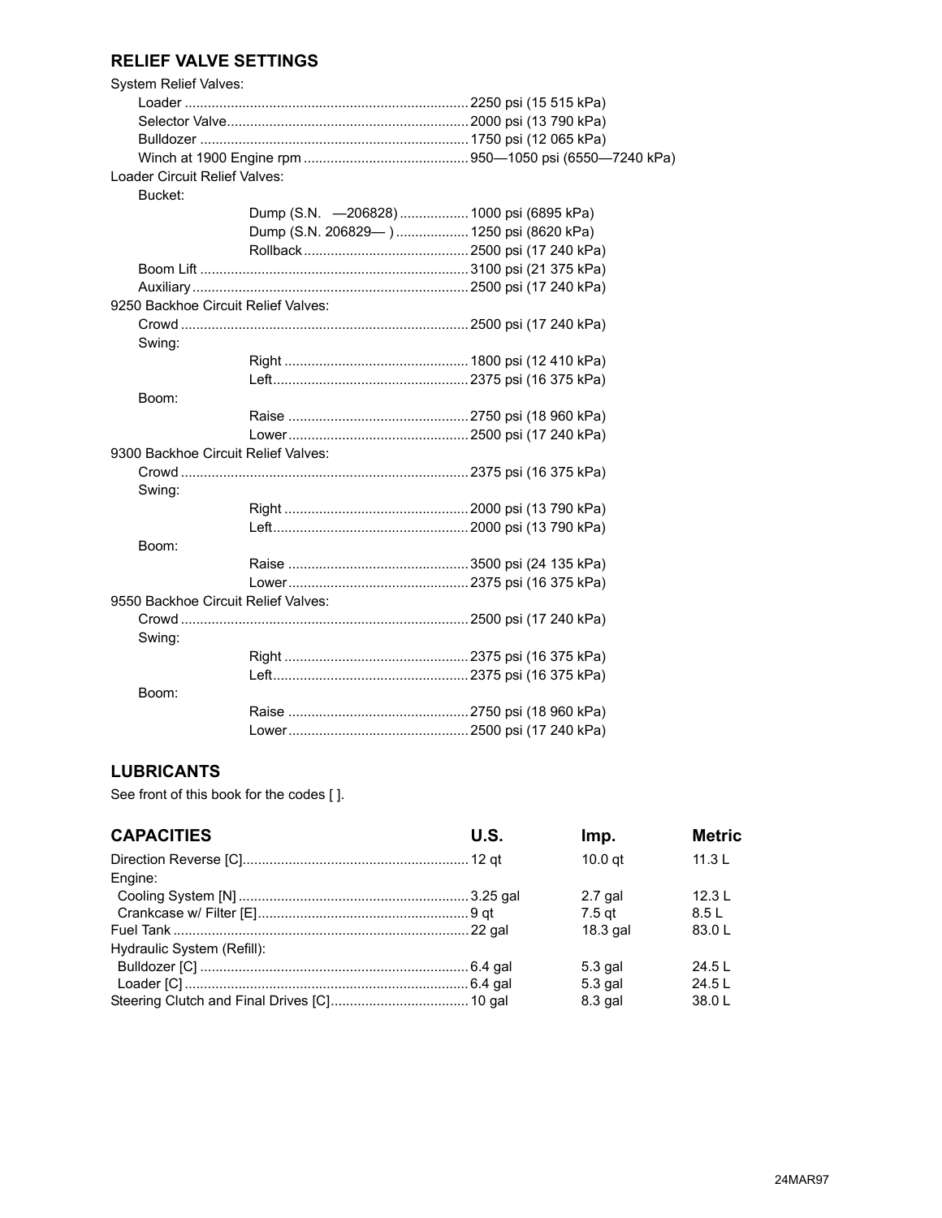## RELIEF VALVE SETTINGS

System Relief Valves:

- Loader .......... 2250 psi (15 515 kPa)
- Selector Valve .......... 2000 psi (13 790 kPa)
- Bulldozer .......... 1750 psi (12 065 kPa)
- Winch at 1900 Engine rpm .......... 950—1050 psi (6550—7240 kPa)

Loader Circuit Relief Valves:

- Bucket:
  - Dump (S.N. —206828) .......... 1000 psi (6895 kPa)
  - Dump (S.N. 206829— ) .......... 1250 psi (8620 kPa)
  - Rollback .......... 2500 psi (17 240 kPa)
- Boom Lift .......... 3100 psi (21 375 kPa)
- Auxiliary .......... 2500 psi (17 240 kPa)

9250 Backhoe Circuit Relief Valves:

- Crowd .......... 2500 psi (17 240 kPa)
- Swing:
  - Right .......... 1800 psi (12 410 kPa)
  - Left .......... 2375 psi (16 375 kPa)
- Boom:
  - Raise .......... 2750 psi (18 960 kPa)
  - Lower .......... 2500 psi (17 240 kPa)

9300 Backhoe Circuit Relief Valves:

- Crowd .......... 2375 psi (16 375 kPa)
- Swing:
  - Right .......... 2000 psi (13 790 kPa)
  - Left .......... 2000 psi (13 790 kPa)
- Boom:
  - Raise .......... 3500 psi (24 135 kPa)
  - Lower .......... 2375 psi (16 375 kPa)

9550 Backhoe Circuit Relief Valves:

- Crowd .......... 2500 psi (17 240 kPa)
- Swing:
  - Right .......... 2375 psi (16 375 kPa)
  - Left .......... 2375 psi (16 375 kPa)
- Boom:
  - Raise .......... 2750 psi (18 960 kPa)
  - Lower .......... 2500 psi (17 240 kPa)

## LUBRICANTS

See front of this book for the codes [ ].

## CAPACITIES

| CAPACITIES | U.S. | Imp. | Metric |
|---|---|---|---|
| Direction Reverse [C] | 12 qt | 10.0 qt | 11.3 L |
| Engine: | | | |
| Cooling System [N] | 3.25 gal | 2.7 gal | 12.3 L |
| Crankcase w/ Filter [E] | 9 qt | 7.5 qt | 8.5 L |
| Fuel Tank | 22 gal | 18.3 gal | 83.0 L |
| Hydraulic System (Refill): | | | |
| Bulldozer [C] | 6.4 gal | 5.3 gal | 24.5 L |
| Loader [C] | 6.4 gal | 5.3 gal | 24.5 L |
| Steering Clutch and Final Drives [C] | 10 gal | 8.3 gal | 38.0 L |

24MAR97